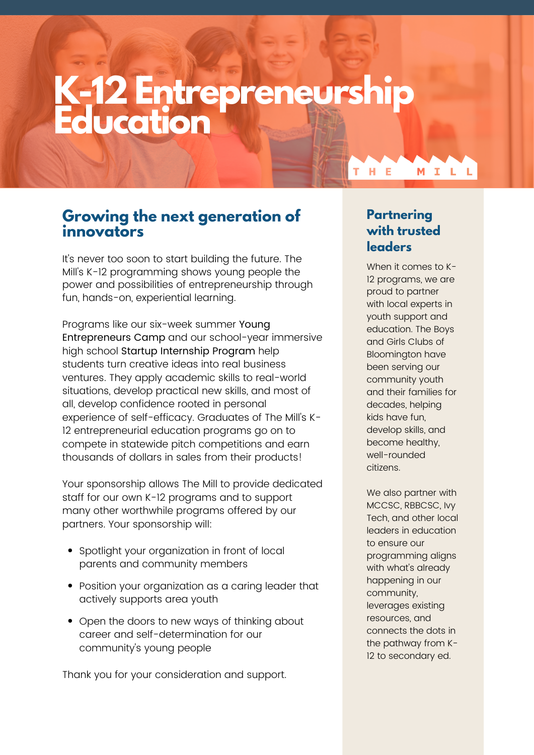# K-12 Entrepreneurship Education

THE MILL

## Growing the next generation of innovators

It's never too soon to start building the future. The Mill's K-12 programming shows young people the power and possibilities of entrepreneurship through fun, hands-on, experiential learning.

Programs like our six-week summer Young Entrepreneurs Camp and our school-year immersive high school Startup Internship Program help students turn creative ideas into real business ventures. They apply academic skills to real-world situations, develop practical new skills, and most of all, develop confidence rooted in personal experience of self-efficacy. Graduates of The Mill's K-12 entrepreneurial education programs go on to compete in statewide pitch competitions and earn thousands of dollars in sales from their products!

Your sponsorship allows The Mill to provide dedicated staff for our own K-12 programs and to support many other worthwhile programs offered by our partners. Your sponsorship will:

- Spotlight your organization in front of local parents and community members
- Position your organization as a caring leader that actively supports area youth
- Open the doors to new ways of thinking about career and self-determination for our community's young people

Thank you for your consideration and support.

## Partnering with trusted leaders

When it comes to K-12 programs, we are proud to partner with local experts in youth support and education. The Boys and Girls Clubs of Bloomington have been serving our community youth and their families for decades, helping kids have fun, develop skills, and become healthy, well-rounded citizens.

We also partner with MCCSC, RBBCSC, Ivy Tech, and other local leaders in education to ensure our programming aligns with what's already happening in our community, leverages existing resources, and connects the dots in the pathway from K-12 to secondary ed.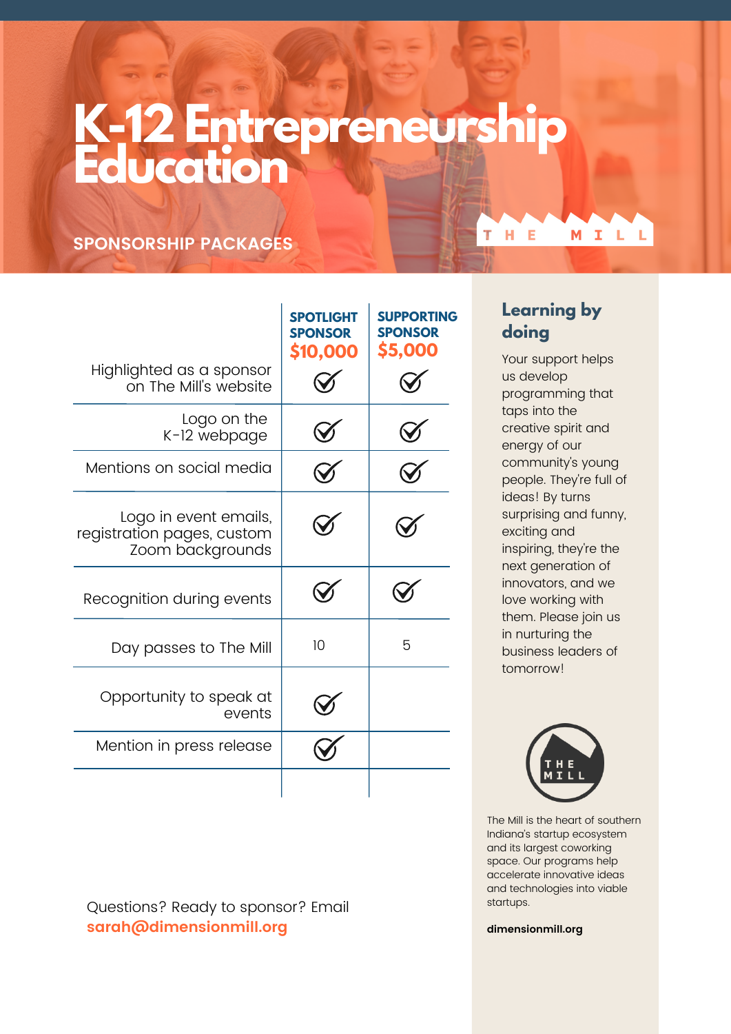# K-12 Entrepreneurship Education

SPONSORSHIP PACKAGES

THE MILL

| | SPOTLIGHT SPONSOR $10,000 | SUPPORTING SPONSOR $5,000 |
|---|---|---|
| Highlighted as a sponsor on The Mill's website | ✓ | ✓ |
| Logo on the K-12 webpage | ✓ | ✓ |
| Mentions on social media | ✓ | ✓ |
| Logo in event emails, registration pages, custom Zoom backgrounds | ✓ | ✓ |
| Recognition during events | ✓ | ✓ |
| Day passes to The Mill | 10 | 5 |
| Opportunity to speak at events | ✓ | |
| Mention in press release | ✓ | |

Questions? Ready to sponsor? Email **sarah@dimensionmill.org**

## Learning by doing

Your support helps us develop programming that taps into the creative spirit and energy of our community's young people. They're full of ideas! By turns surprising and funny, exciting and inspiring, they're the next generation of innovators, and we love working with them. Please join us in nurturing the business leaders of tomorrow!

THE MILL

The Mill is the heart of southern Indiana's startup ecosystem and its largest coworking space. Our programs help accelerate innovative ideas and technologies into viable startups.

**dimensionmill.org**